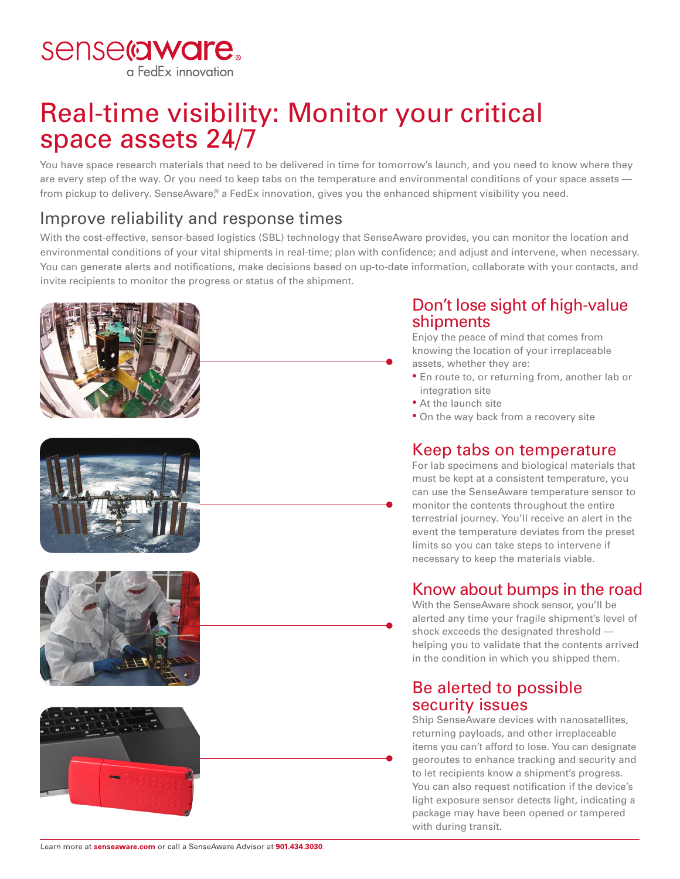senseaware
a FedEx innovation

# Real-time visibility: Monitor your critical space assets 24/7

You have space research materials that need to be delivered in time for tomorrow's launch, and you need to know where they are every step of the way. Or you need to keep tabs on the temperature and environmental conditions of your space assets — from pickup to delivery. SenseAware®, a FedEx innovation, gives you the enhanced shipment visibility you need.

## Improve reliability and response times

With the cost-effective, sensor-based logistics (SBL) technology that SenseAware provides, you can monitor the location and environmental conditions of your vital shipments in real-time; plan with confidence; and adjust and intervene, when necessary. You can generate alerts and notifications, make decisions based on up-to-date information, collaborate with your contacts, and invite recipients to monitor the progress or status of the shipment.

### Don't lose sight of high-value shipments

Enjoy the peace of mind that comes from knowing the location of your irreplaceable assets, whether they are:

- En route to, or returning from, another lab or integration site
- At the launch site
- On the way back from a recovery site

### Keep tabs on temperature

For lab specimens and biological materials that must be kept at a consistent temperature, you can use the SenseAware temperature sensor to monitor the contents throughout the entire terrestrial journey. You'll receive an alert in the event the temperature deviates from the preset limits so you can take steps to intervene if necessary to keep the materials viable.

### Know about bumps in the road

With the SenseAware shock sensor, you'll be alerted any time your fragile shipment's level of shock exceeds the designated threshold — helping you to validate that the contents arrived in the condition in which you shipped them.

### Be alerted to possible security issues

Ship SenseAware devices with nanosatellites, returning payloads, and other irreplaceable items you can't afford to lose. You can designate georoutes to enhance tracking and security and to let recipients know a shipment's progress. You can also request notification if the device's light exposure sensor detects light, indicating a package may have been opened or tampered with during transit.

Learn more at **senseaware.com** or call a SenseAware Advisor at **901.434.3030**.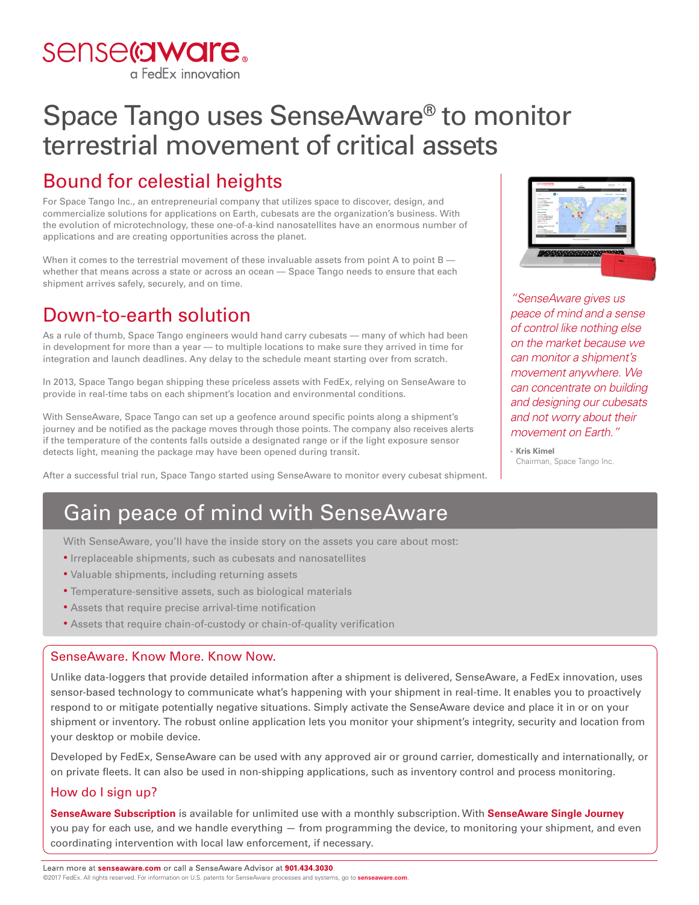senseaware
a FedEx innovation

# Space Tango uses SenseAware® to monitor terrestrial movement of critical assets

## Bound for celestial heights

For Space Tango Inc., an entrepreneurial company that utilizes space to discover, design, and commercialize solutions for applications on Earth, cubesats are the organization's business. With the evolution of microtechnology, these one-of-a-kind nanosatellites have an enormous number of applications and are creating opportunities across the planet.

When it comes to the terrestrial movement of these invaluable assets from point A to point B — whether that means across a state or across an ocean — Space Tango needs to ensure that each shipment arrives safely, securely, and on time.

## Down-to-earth solution

As a rule of thumb, Space Tango engineers would hand carry cubesats — many of which had been in development for more than a year — to multiple locations to make sure they arrived in time for integration and launch deadlines. Any delay to the schedule meant starting over from scratch.

In 2013, Space Tango began shipping these priceless assets with FedEx, relying on SenseAware to provide in real-time tabs on each shipment's location and environmental conditions.

With SenseAware, Space Tango can set up a geofence around specific points along a shipment's journey and be notified as the package moves through those points. The company also receives alerts if the temperature of the contents falls outside a designated range or if the light exposure sensor detects light, meaning the package may have been opened during transit.

After a successful trial run, Space Tango started using SenseAware to monitor every cubesat shipment.

*"SenseAware gives us peace of mind and a sense of control like nothing else on the market because we can monitor a shipment's movement anywhere. We can concentrate on building and designing our cubesats and not worry about their movement on Earth."*

- **Kris Kimel**
  Chairman, Space Tango Inc.

## Gain peace of mind with SenseAware

With SenseAware, you'll have the inside story on the assets you care about most:

- Irreplaceable shipments, such as cubesats and nanosatellites
- Valuable shipments, including returning assets
- Temperature-sensitive assets, such as biological materials
- Assets that require precise arrival-time notification
- Assets that require chain-of-custody or chain-of-quality verification

### SenseAware. Know More. Know Now.

Unlike data-loggers that provide detailed information after a shipment is delivered, SenseAware, a FedEx innovation, uses sensor-based technology to communicate what's happening with your shipment in real-time. It enables you to proactively respond to or mitigate potentially negative situations. Simply activate the SenseAware device and place it in or on your shipment or inventory. The robust online application lets you monitor your shipment's integrity, security and location from your desktop or mobile device.

Developed by FedEx, SenseAware can be used with any approved air or ground carrier, domestically and internationally, or on private fleets. It can also be used in non-shipping applications, such as inventory control and process monitoring.

### How do I sign up?

**SenseAware Subscription** is available for unlimited use with a monthly subscription. With **SenseAware Single Journey** you pay for each use, and we handle everything — from programming the device, to monitoring your shipment, and even coordinating intervention with local law enforcement, if necessary.

Learn more at **senseaware.com** or call a SenseAware Advisor at **901.434.3030**.

©2017 FedEx. All rights reserved. For information on U.S. patents for SenseAware processes and systems, go to **senseaware.com**.